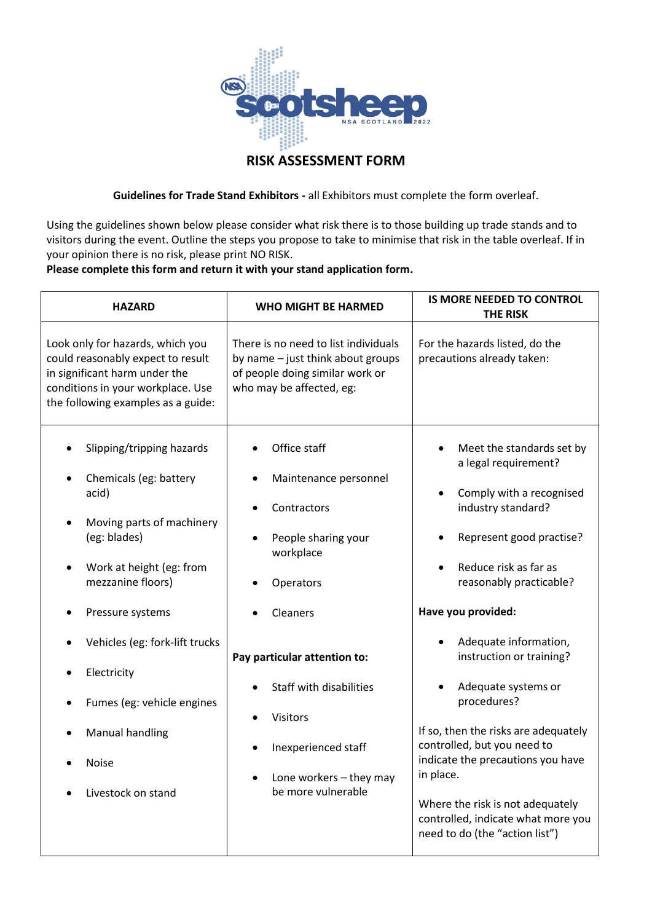# RISK ASSESSMENT FORM

**Guidelines for Trade Stand Exhibitors -** all Exhibitors must complete the form overleaf.

Using the guidelines shown below please consider what risk there is to those building up trade stands and to visitors during the event. Outline the steps you propose to take to minimise that risk in the table overleaf. If in your opinion there is no risk, please print NO RISK.

**Please complete this form and return it with your stand application form.**

| HAZARD | WHO MIGHT BE HARMED | IS MORE NEEDED TO CONTROL THE RISK |
|---|---|---|
| Look only for hazards, which you could reasonably expect to result in significant harm under the conditions in your workplace. Use the following examples as a guide: | There is no need to list individuals by name – just think about groups of people doing similar work or who may be affected, eg: | For the hazards listed, do the precautions already taken: |
| • Slipping/tripping hazards<br>• Chemicals (eg: battery acid)<br>• Moving parts of machinery (eg: blades)<br>• Work at height (eg: from mezzanine floors)<br>• Pressure systems<br>• Vehicles (eg: fork-lift trucks<br>• Electricity<br>• Fumes (eg: vehicle engines<br>• Manual handling<br>• Noise<br>• Livestock on stand | • Office staff<br>• Maintenance personnel<br>• Contractors<br>• People sharing your workplace<br>• Operators<br>• Cleaners<br><br>**Pay particular attention to:**<br>• Staff with disabilities<br>• Visitors<br>• Inexperienced staff<br>• Lone workers – they may be more vulnerable | • Meet the standards set by a legal requirement?<br>• Comply with a recognised industry standard?<br>• Represent good practise?<br>• Reduce risk as far as reasonably practicable?<br><br>**Have you provided:**<br>• Adequate information, instruction or training?<br>• Adequate systems or procedures?<br><br>If so, then the risks are adequately controlled, but you need to indicate the precautions you have in place.<br><br>Where the risk is not adequately controlled, indicate what more you need to do (the "action list") |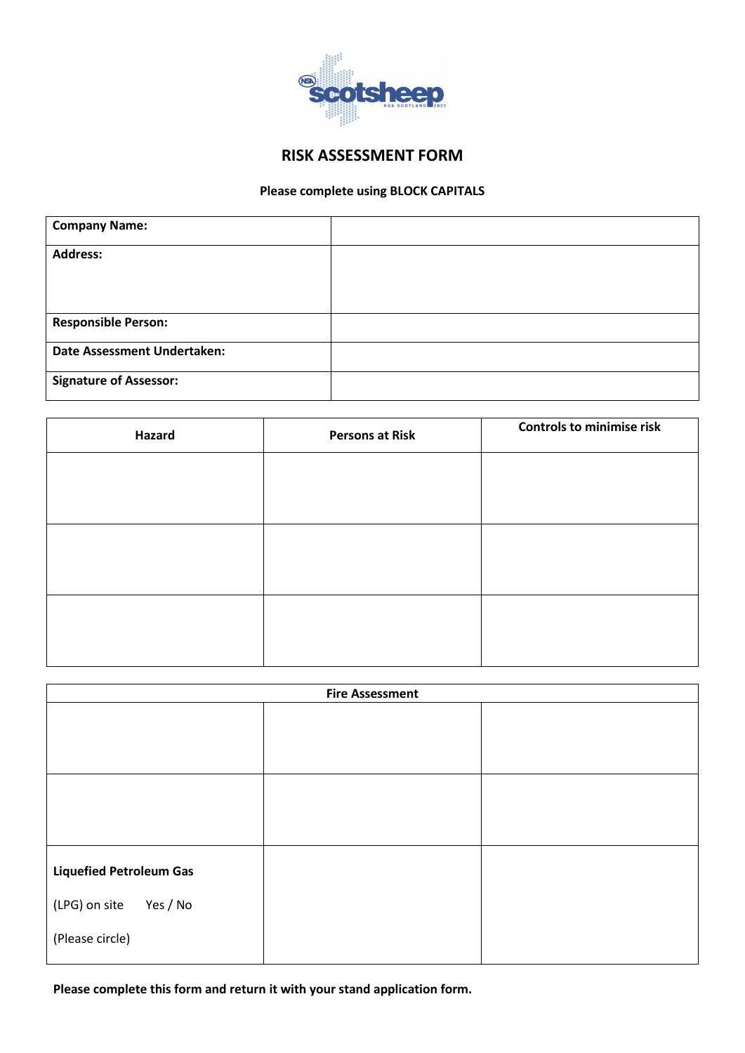# RISK ASSESSMENT FORM

**Please complete using BLOCK CAPITALS**

| | |
|---|---|
| **Company Name:** | |
| **Address:** | |
| **Responsible Person:** | |
| **Date Assessment Undertaken:** | |
| **Signature of Assessor:** | |

| Hazard | Persons at Risk | Controls to minimise risk |
|---|---|---|
| | | |
| | | |
| | | |

| Fire Assessment | | |
|---|---|---|
| | | |
| | | |
| **Liquefied Petroleum Gas** (LPG) on site Yes / No (Please circle) | | |

**Please complete this form and return it with your stand application form.**